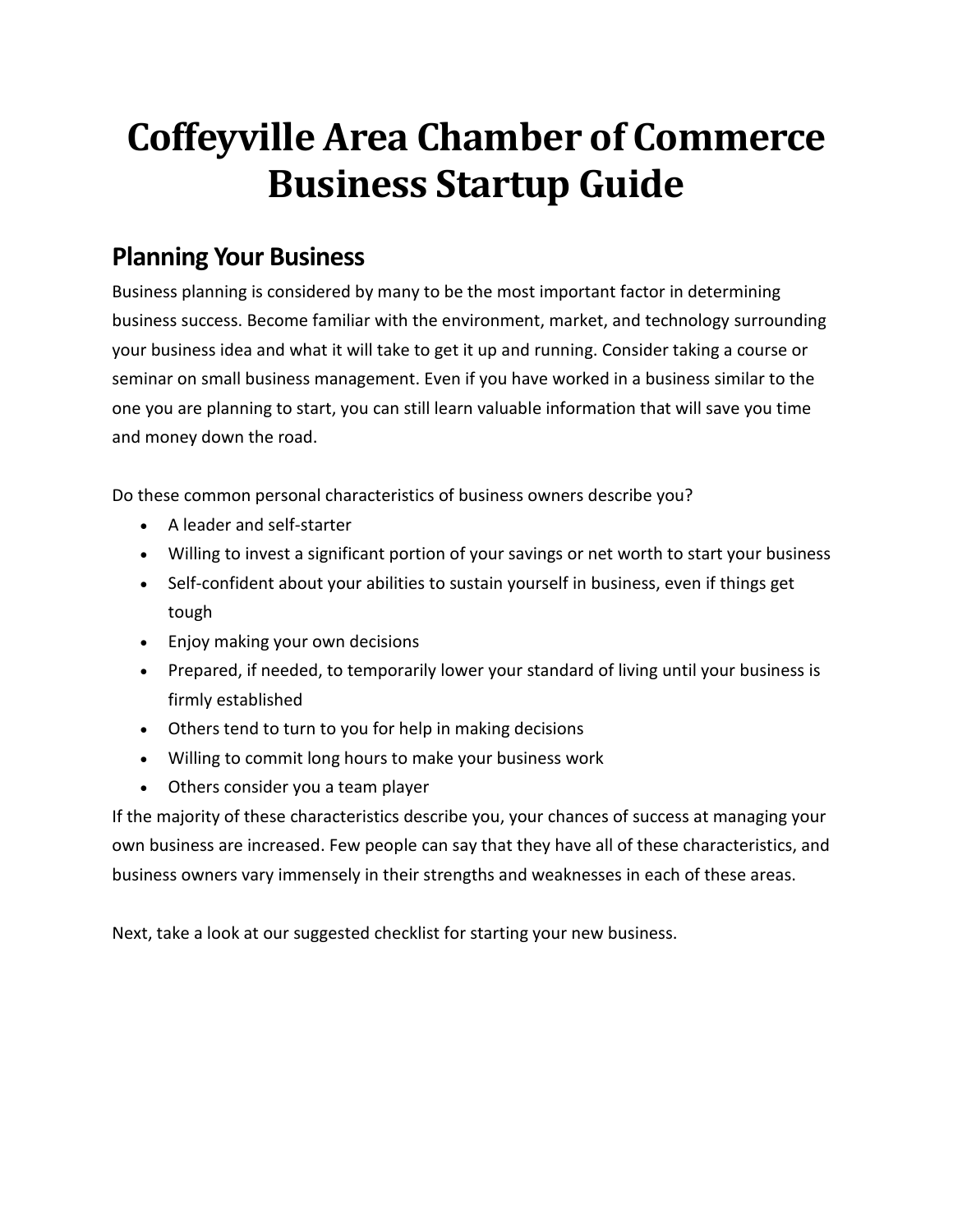# Coffeyville Area Chamber of Commerce Business Startup Guide

## Planning Your Business

Business planning is considered by many to be the most important factor in determining business success. Become familiar with the environment, market, and technology surrounding your business idea and what it will take to get it up and running. Consider taking a course or seminar on small business management. Even if you have worked in a business similar to the one you are planning to start, you can still learn valuable information that will save you time and money down the road.

Do these common personal characteristics of business owners describe you?

- A leader and self-starter
- Willing to invest a significant portion of your savings or net worth to start your business
- Self-confident about your abilities to sustain yourself in business, even if things get tough
- Enjoy making your own decisions
- Prepared, if needed, to temporarily lower your standard of living until your business is firmly established
- Others tend to turn to you for help in making decisions
- Willing to commit long hours to make your business work
- Others consider you a team player

If the majority of these characteristics describe you, your chances of success at managing your own business are increased. Few people can say that they have all of these characteristics, and business owners vary immensely in their strengths and weaknesses in each of these areas.

Next, take a look at our suggested checklist for starting your new business.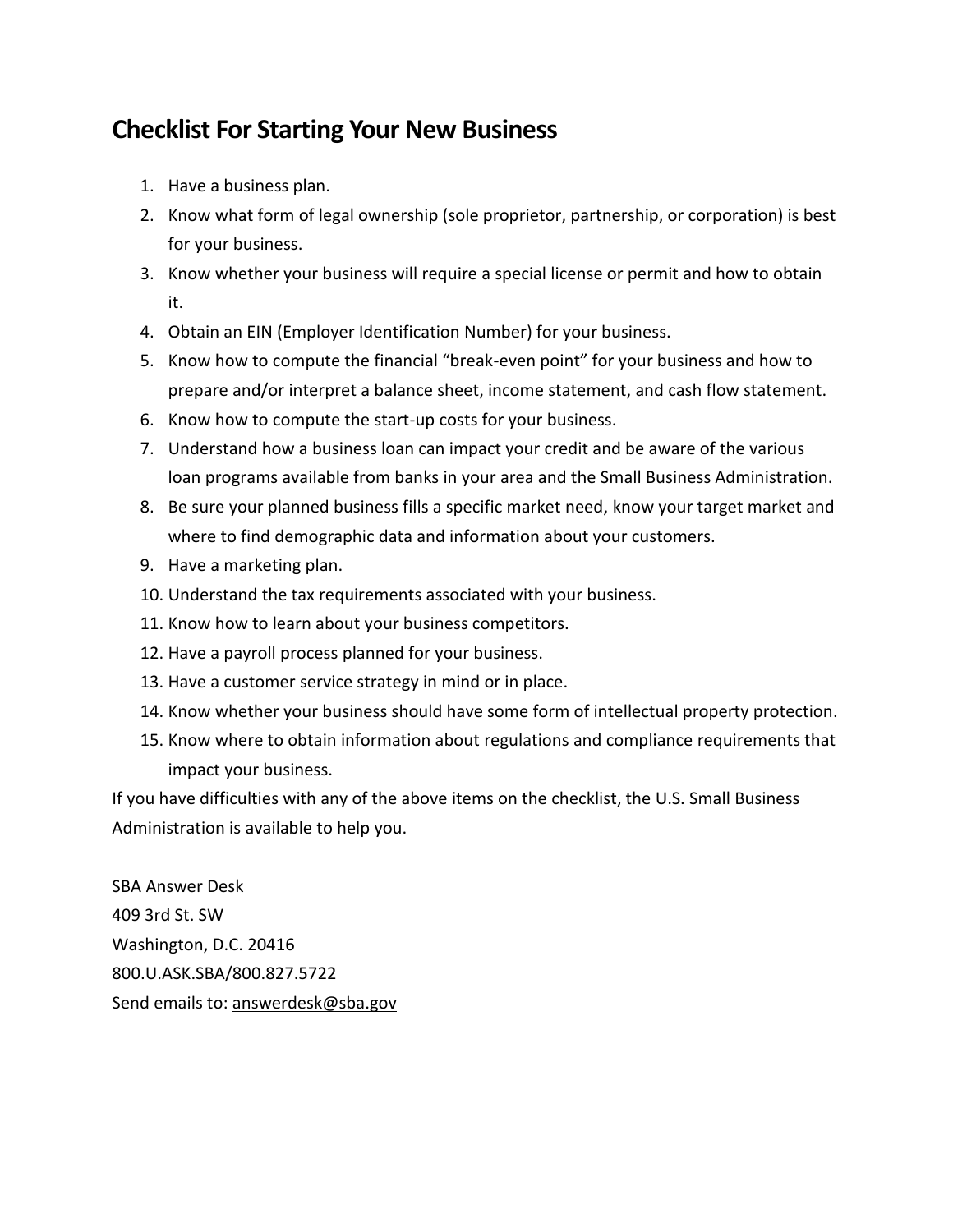# Checklist For Starting Your New Business

1. Have a business plan.
2. Know what form of legal ownership (sole proprietor, partnership, or corporation) is best for your business.
3. Know whether your business will require a special license or permit and how to obtain it.
4. Obtain an EIN (Employer Identification Number) for your business.
5. Know how to compute the financial "break-even point" for your business and how to prepare and/or interpret a balance sheet, income statement, and cash flow statement.
6. Know how to compute the start-up costs for your business.
7. Understand how a business loan can impact your credit and be aware of the various loan programs available from banks in your area and the Small Business Administration.
8. Be sure your planned business fills a specific market need, know your target market and where to find demographic data and information about your customers.
9. Have a marketing plan.
10. Understand the tax requirements associated with your business.
11. Know how to learn about your business competitors.
12. Have a payroll process planned for your business.
13. Have a customer service strategy in mind or in place.
14. Know whether your business should have some form of intellectual property protection.
15. Know where to obtain information about regulations and compliance requirements that impact your business.

If you have difficulties with any of the above items on the checklist, the U.S. Small Business Administration is available to help you.

SBA Answer Desk
409 3rd St. SW
Washington, D.C. 20416
800.U.ASK.SBA/800.827.5722
Send emails to: answerdesk@sba.gov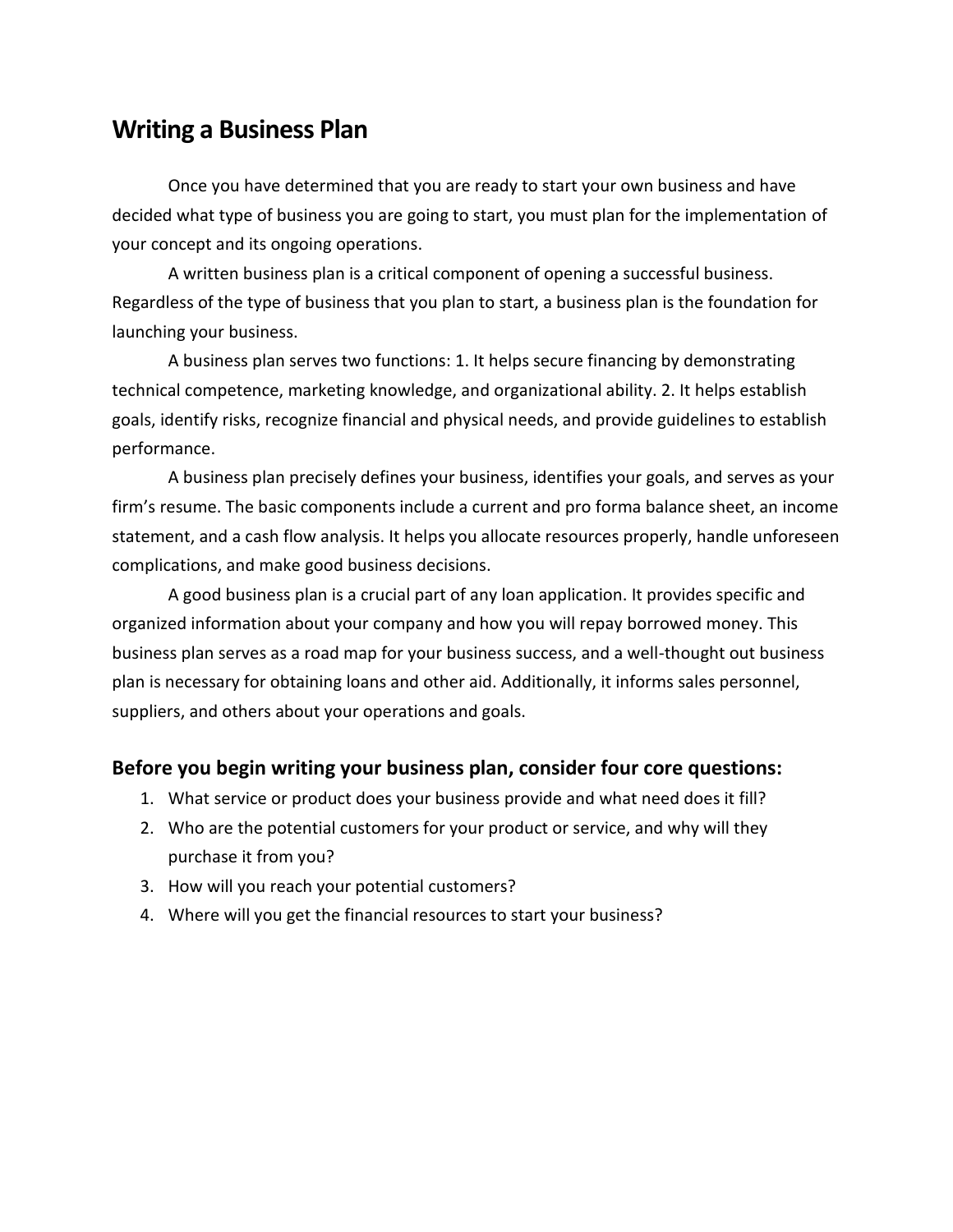# Writing a Business Plan

Once you have determined that you are ready to start your own business and have decided what type of business you are going to start, you must plan for the implementation of your concept and its ongoing operations.

A written business plan is a critical component of opening a successful business. Regardless of the type of business that you plan to start, a business plan is the foundation for launching your business.

A business plan serves two functions: 1. It helps secure financing by demonstrating technical competence, marketing knowledge, and organizational ability. 2. It helps establish goals, identify risks, recognize financial and physical needs, and provide guidelines to establish performance.

A business plan precisely defines your business, identifies your goals, and serves as your firm's resume. The basic components include a current and pro forma balance sheet, an income statement, and a cash flow analysis. It helps you allocate resources properly, handle unforeseen complications, and make good business decisions.

A good business plan is a crucial part of any loan application. It provides specific and organized information about your company and how you will repay borrowed money. This business plan serves as a road map for your business success, and a well-thought out business plan is necessary for obtaining loans and other aid. Additionally, it informs sales personnel, suppliers, and others about your operations and goals.

## Before you begin writing your business plan, consider four core questions:

1. What service or product does your business provide and what need does it fill?
2. Who are the potential customers for your product or service, and why will they purchase it from you?
3. How will you reach your potential customers?
4. Where will you get the financial resources to start your business?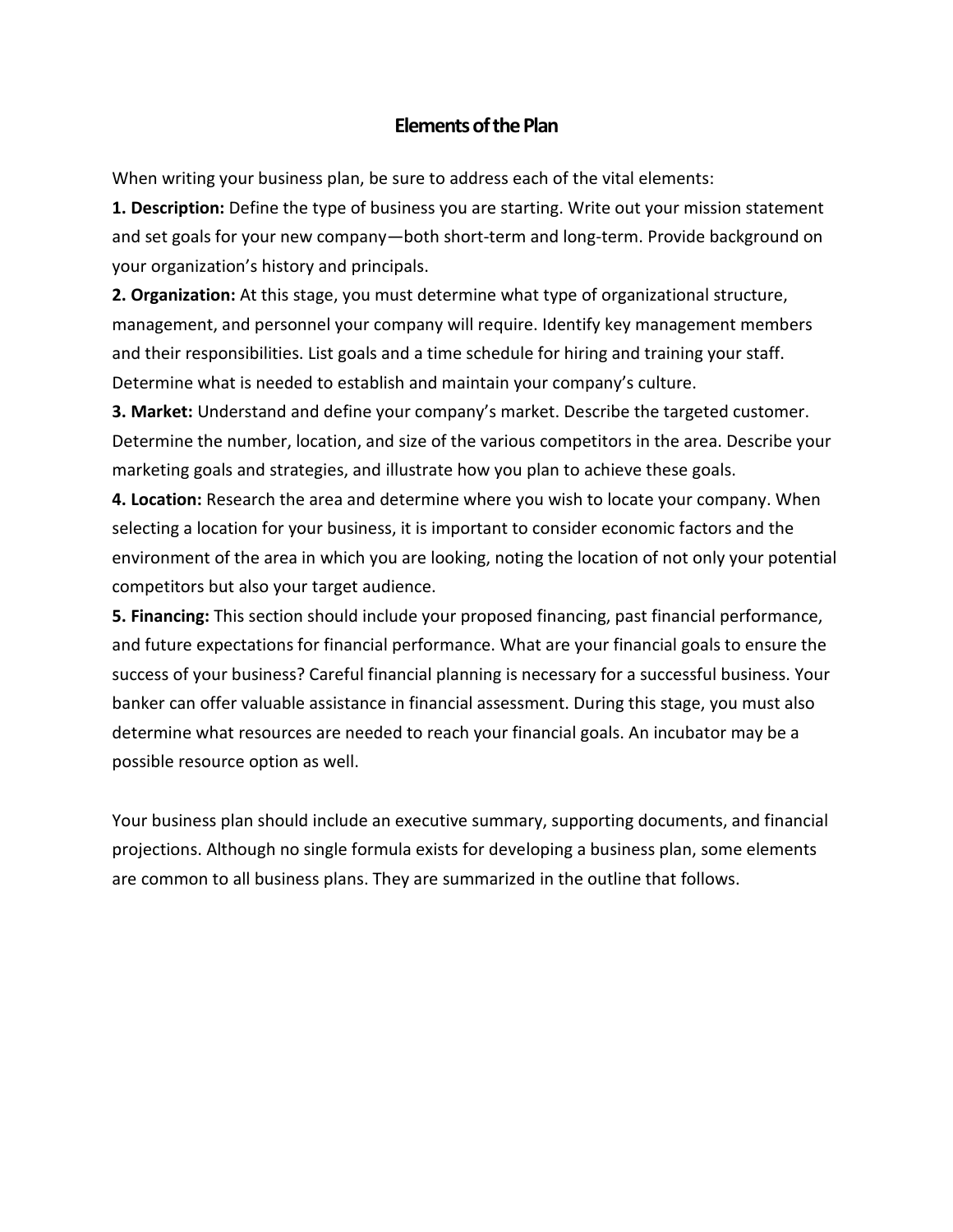## Elements of the Plan

When writing your business plan, be sure to address each of the vital elements:

**1. Description:** Define the type of business you are starting. Write out your mission statement and set goals for your new company—both short-term and long-term. Provide background on your organization's history and principals.

**2. Organization:** At this stage, you must determine what type of organizational structure, management, and personnel your company will require. Identify key management members and their responsibilities. List goals and a time schedule for hiring and training your staff. Determine what is needed to establish and maintain your company's culture.

**3. Market:** Understand and define your company's market. Describe the targeted customer. Determine the number, location, and size of the various competitors in the area. Describe your marketing goals and strategies, and illustrate how you plan to achieve these goals.

**4. Location:** Research the area and determine where you wish to locate your company. When selecting a location for your business, it is important to consider economic factors and the environment of the area in which you are looking, noting the location of not only your potential competitors but also your target audience.

**5. Financing:** This section should include your proposed financing, past financial performance, and future expectations for financial performance. What are your financial goals to ensure the success of your business? Careful financial planning is necessary for a successful business. Your banker can offer valuable assistance in financial assessment. During this stage, you must also determine what resources are needed to reach your financial goals. An incubator may be a possible resource option as well.

Your business plan should include an executive summary, supporting documents, and financial projections. Although no single formula exists for developing a business plan, some elements are common to all business plans. They are summarized in the outline that follows.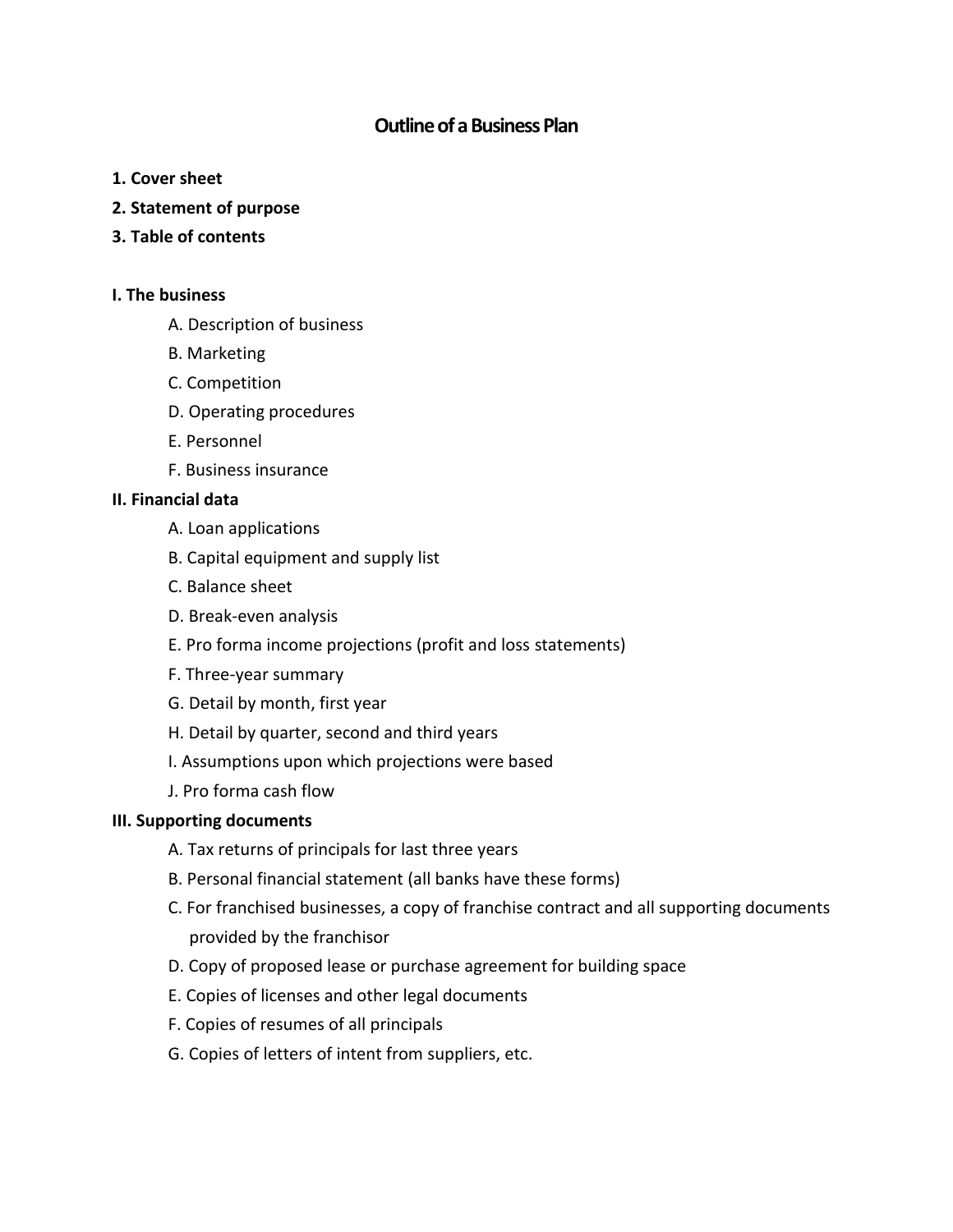# Outline of a Business Plan

**1. Cover sheet**

**2. Statement of purpose**

**3. Table of contents**

**I. The business**

- A. Description of business
- B. Marketing
- C. Competition
- D. Operating procedures
- E. Personnel
- F. Business insurance

**II. Financial data**

- A. Loan applications
- B. Capital equipment and supply list
- C. Balance sheet
- D. Break-even analysis
- E. Pro forma income projections (profit and loss statements)
- F. Three-year summary
- G. Detail by month, first year
- H. Detail by quarter, second and third years
- I. Assumptions upon which projections were based
- J. Pro forma cash flow

**III. Supporting documents**

- A. Tax returns of principals for last three years
- B. Personal financial statement (all banks have these forms)
- C. For franchised businesses, a copy of franchise contract and all supporting documents provided by the franchisor
- D. Copy of proposed lease or purchase agreement for building space
- E. Copies of licenses and other legal documents
- F. Copies of resumes of all principals
- G. Copies of letters of intent from suppliers, etc.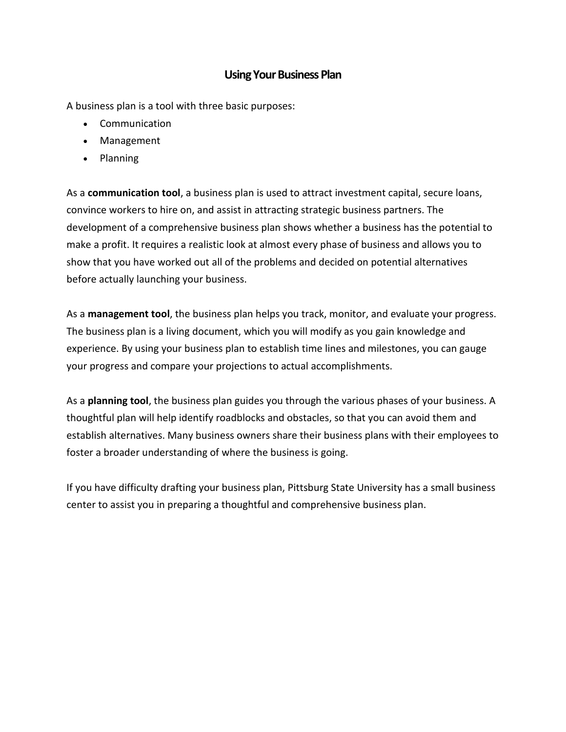# Using Your Business Plan

A business plan is a tool with three basic purposes:

- Communication
- Management
- Planning

As a **communication tool**, a business plan is used to attract investment capital, secure loans, convince workers to hire on, and assist in attracting strategic business partners. The development of a comprehensive business plan shows whether a business has the potential to make a profit. It requires a realistic look at almost every phase of business and allows you to show that you have worked out all of the problems and decided on potential alternatives before actually launching your business.

As a **management tool**, the business plan helps you track, monitor, and evaluate your progress. The business plan is a living document, which you will modify as you gain knowledge and experience. By using your business plan to establish time lines and milestones, you can gauge your progress and compare your projections to actual accomplishments.

As a **planning tool**, the business plan guides you through the various phases of your business. A thoughtful plan will help identify roadblocks and obstacles, so that you can avoid them and establish alternatives. Many business owners share their business plans with their employees to foster a broader understanding of where the business is going.

If you have difficulty drafting your business plan, Pittsburg State University has a small business center to assist you in preparing a thoughtful and comprehensive business plan.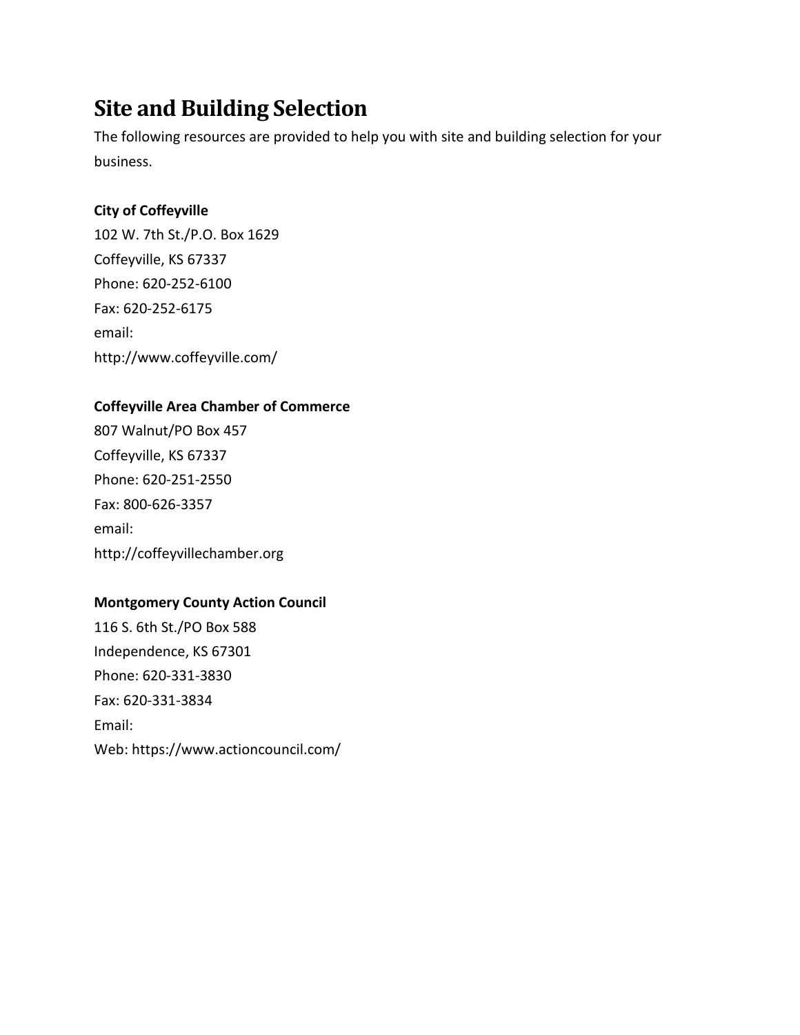# Site and Building Selection

The following resources are provided to help you with site and building selection for your business.

**City of Coffeyville**
102 W. 7th St./P.O. Box 1629
Coffeyville, KS 67337
Phone: 620-252-6100
Fax: 620-252-6175
email:
http://www.coffeyville.com/

**Coffeyville Area Chamber of Commerce**
807 Walnut/PO Box 457
Coffeyville, KS 67337
Phone: 620-251-2550
Fax: 800-626-3357
email:
http://coffeyvillechamber.org

**Montgomery County Action Council**
116 S. 6th St./PO Box 588
Independence, KS 67301
Phone: 620-331-3830
Fax: 620-331-3834
Email:
Web: https://www.actioncouncil.com/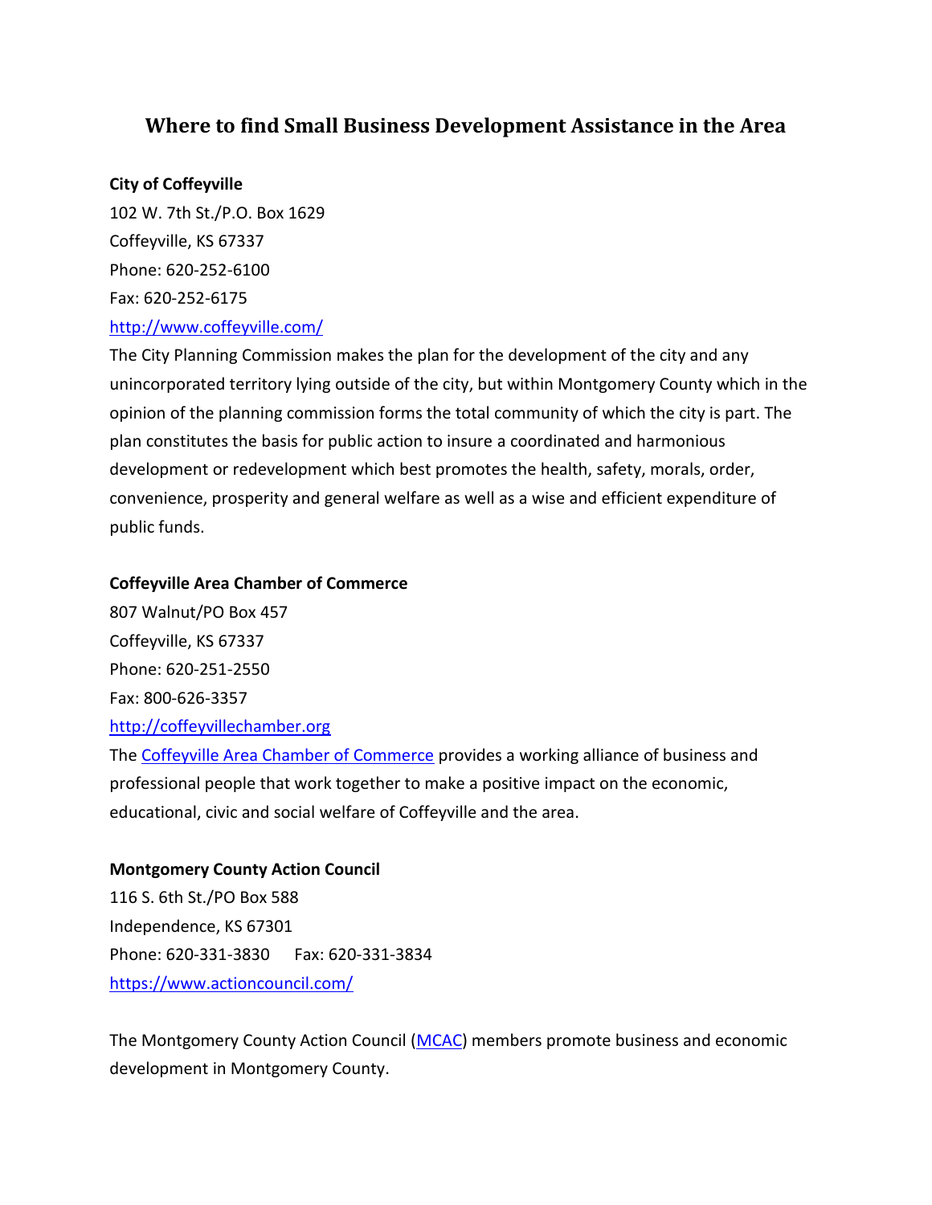# Where to find Small Business Development Assistance in the Area

**City of Coffeyville**

102 W. 7th St./P.O. Box 1629

Coffeyville, KS 67337

Phone: 620-252-6100

Fax: 620-252-6175

http://www.coffeyville.com/

The City Planning Commission makes the plan for the development of the city and any unincorporated territory lying outside of the city, but within Montgomery County which in the opinion of the planning commission forms the total community of which the city is part. The plan constitutes the basis for public action to insure a coordinated and harmonious development or redevelopment which best promotes the health, safety, morals, order, convenience, prosperity and general welfare as well as a wise and efficient expenditure of public funds.

**Coffeyville Area Chamber of Commerce**

807 Walnut/PO Box 457

Coffeyville, KS 67337

Phone: 620-251-2550

Fax: 800-626-3357

http://coffeyvillechamber.org

The Coffeyville Area Chamber of Commerce provides a working alliance of business and professional people that work together to make a positive impact on the economic, educational, civic and social welfare of Coffeyville and the area.

**Montgomery County Action Council**

116 S. 6th St./PO Box 588

Independence, KS 67301

Phone: 620-331-3830 Fax: 620-331-3834

https://www.actioncouncil.com/

The Montgomery County Action Council (MCAC) members promote business and economic development in Montgomery County.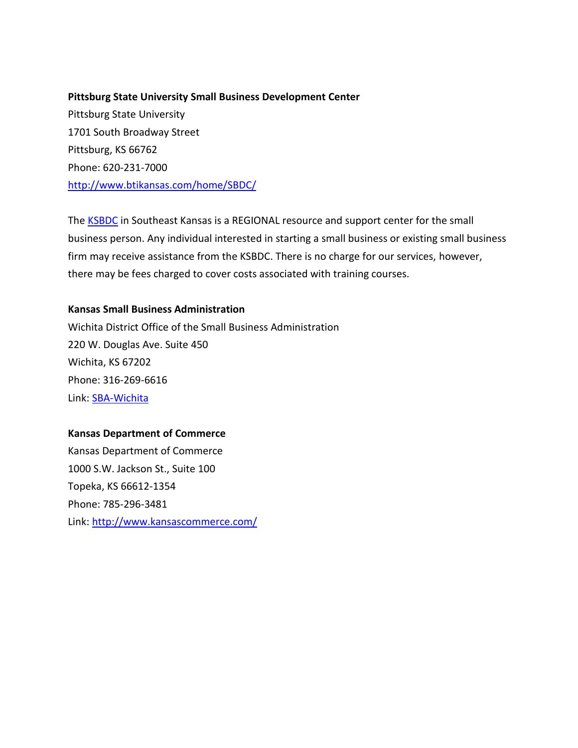**Pittsburg State University Small Business Development Center**
Pittsburg State University
1701 South Broadway Street
Pittsburg, KS 66762
Phone: 620-231-7000
http://www.btikansas.com/home/SBDC/

The KSBDC in Southeast Kansas is a REGIONAL resource and support center for the small business person. Any individual interested in starting a small business or existing small business firm may receive assistance from the KSBDC. There is no charge for our services, however, there may be fees charged to cover costs associated with training courses.

**Kansas Small Business Administration**
Wichita District Office of the Small Business Administration
220 W. Douglas Ave. Suite 450
Wichita, KS 67202
Phone: 316-269-6616
Link: SBA-Wichita

**Kansas Department of Commerce**
Kansas Department of Commerce
1000 S.W. Jackson St., Suite 100
Topeka, KS 66612-1354
Phone: 785-296-3481
Link: http://www.kansascommerce.com/